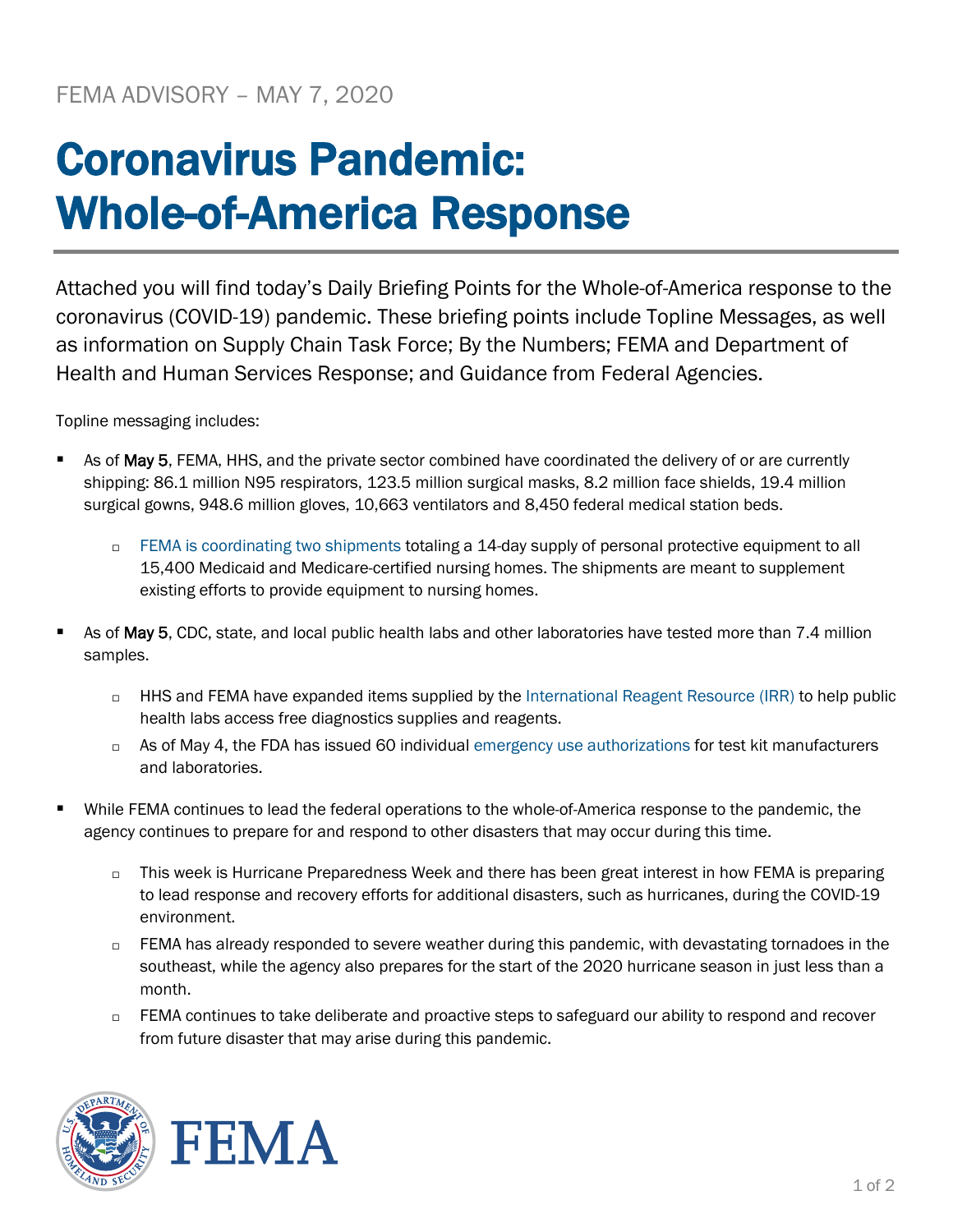FEMA ADVISORY – MAY 7, 2020

# Coronavirus Pandemic: Whole-of-America Response

Attached you will find today's Daily Briefing Points for the Whole-of-America response to the coronavirus (COVID-19) pandemic. These briefing points include Topline Messages, as well as information on Supply Chain Task Force; By the Numbers; FEMA and Department of Health and Human Services Response; and Guidance from Federal Agencies.

Topline messaging includes:

- As of **May 5**, FEMA, HHS, and the private sector combined have coordinated the delivery of or are currently shipping: 86.1 million N95 respirators, 123.5 million surgical masks, 8.2 million face shields, 19.4 million surgical gowns, 948.6 million gloves, 10,663 ventilators and 8,450 federal medical station beds.
  - FEMA is coordinating two shipments totaling a 14-day supply of personal protective equipment to all 15,400 Medicaid and Medicare-certified nursing homes. The shipments are meant to supplement existing efforts to provide equipment to nursing homes.
- As of **May 5**, CDC, state, and local public health labs and other laboratories have tested more than 7.4 million samples.
  - HHS and FEMA have expanded items supplied by the International Reagent Resource (IRR) to help public health labs access free diagnostics supplies and reagents.
  - As of May 4, the FDA has issued 60 individual emergency use authorizations for test kit manufacturers and laboratories.
- While FEMA continues to lead the federal operations to the whole-of-America response to the pandemic, the agency continues to prepare for and respond to other disasters that may occur during this time.
  - This week is Hurricane Preparedness Week and there has been great interest in how FEMA is preparing to lead response and recovery efforts for additional disasters, such as hurricanes, during the COVID-19 environment.
  - FEMA has already responded to severe weather during this pandemic, with devastating tornadoes in the southeast, while the agency also prepares for the start of the 2020 hurricane season in just less than a month.
  - FEMA continues to take deliberate and proactive steps to safeguard our ability to respond and recover from future disaster that may arise during this pandemic.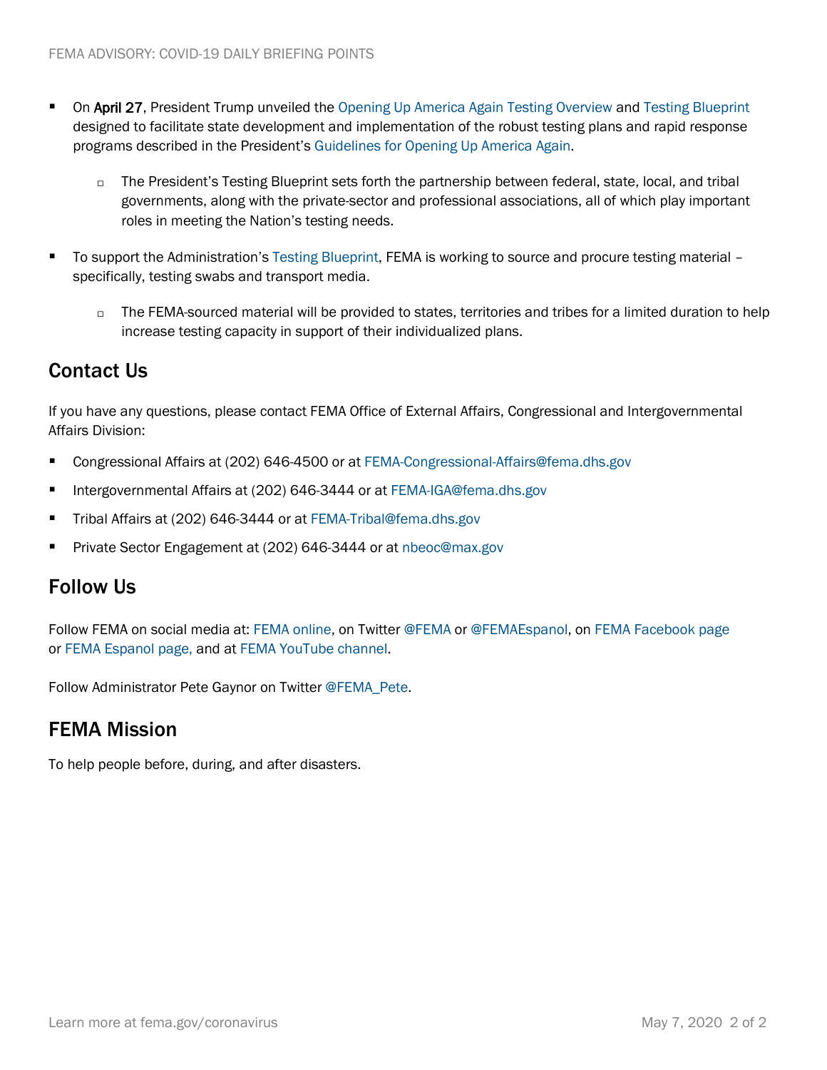- On **April 27**, President Trump unveiled the Opening Up America Again Testing Overview and Testing Blueprint designed to facilitate state development and implementation of the robust testing plans and rapid response programs described in the President's Guidelines for Opening Up America Again.
  - The President's Testing Blueprint sets forth the partnership between federal, state, local, and tribal governments, along with the private-sector and professional associations, all of which play important roles in meeting the Nation's testing needs.
- To support the Administration's Testing Blueprint, FEMA is working to source and procure testing material – specifically, testing swabs and transport media.
  - The FEMA-sourced material will be provided to states, territories and tribes for a limited duration to help increase testing capacity in support of their individualized plans.

## Contact Us

If you have any questions, please contact FEMA Office of External Affairs, Congressional and Intergovernmental Affairs Division:

- Congressional Affairs at (202) 646-4500 or at FEMA-Congressional-Affairs@fema.dhs.gov
- Intergovernmental Affairs at (202) 646-3444 or at FEMA-IGA@fema.dhs.gov
- Tribal Affairs at (202) 646-3444 or at FEMA-Tribal@fema.dhs.gov
- Private Sector Engagement at (202) 646-3444 or at nbeoc@max.gov

## Follow Us

Follow FEMA on social media at: FEMA online, on Twitter @FEMA or @FEMAEspanol, on FEMA Facebook page or FEMA Espanol page, and at FEMA YouTube channel.

Follow Administrator Pete Gaynor on Twitter @FEMA_Pete.

## FEMA Mission

To help people before, during, and after disasters.